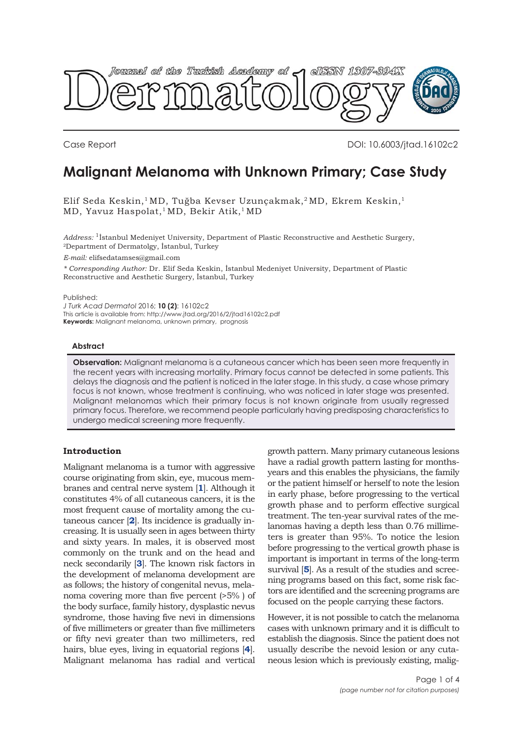Case Report DOI: 10.6003/jtad.16102c2

# Malignant Melanoma with Unknown Primary; Case Study

Elif Seda Keskin,[1] MD, Tuğba Kevser Uzunçakmak,[2] MD, Ekrem Keskin,[1] MD, Yavuz Haspolat,[1] MD, Bekir Atik,[1] MD

*Address:* [1]İstanbul Medeniyet University, Department of Plastic Reconstructive and Aesthetic Surgery, [2]Department of Dermatolgy, İstanbul, Turkey

*E-mail:* elifsedatamses@gmail.com

*\* Corresponding Author:* Dr. Elif Seda Keskin, İstanbul Medeniyet University, Department of Plastic Reconstructive and Aesthetic Surgery, İstanbul, Turkey

Published:
*J Turk Acad Dermatol* 2016; **10 (2)**: 16102c2
This article is available from: http://www.jtad.org/2016/2/jtad16102c2.pdf
**Keywords:** Malignant melanoma, unknown primary, prognosis

### Abstract

**Observation:** Malignant melanoma is a cutaneous cancer which has been seen more frequently in the recent years with increasing mortality. Primary focus cannot be detected in some patients. This delays the diagnosis and the patient is noticed in the later stage. In this study, a case whose primary focus is not known, whose treatment is continuing, who was noticed in later stage was presented. Malignant melanomas which their primary focus is not known originate from usually regressed primary focus. Therefore, we recommend people particularly having predisposing characteristics to undergo medical screening more frequently.

## Introduction

Malignant melanoma is a tumor with aggressive course originating from skin, eye, mucous membranes and central nerve system [1]. Although it constitutes 4% of all cutaneous cancers, it is the most frequent cause of mortality among the cutaneous cancer [2]. Its incidence is gradually increasing. It is usually seen in ages between thirty and sixty years. In males, it is observed most commonly on the trunk and on the head and neck secondarily [3]. The known risk factors in the development of melanoma development are as follows; the history of congenital nevus, melanoma covering more than five percent (>5% ) of the body surface, family history, dysplastic nevus syndrome, those having five nevi in dimensions of five millimeters or greater than five millimeters or fifty nevi greater than two millimeters, red hairs, blue eyes, living in equatorial regions [4]. Malignant melanoma has radial and vertical growth pattern. Many primary cutaneous lesions have a radial growth pattern lasting for months-years and this enables the physicians, the family or the patient himself or herself to note the lesion in early phase, before progressing to the vertical growth phase and to perform effective surgical treatment. The ten-year survival rates of the melanomas having a depth less than 0.76 millimeters is greater than 95%. To notice the lesion before progressing to the vertical growth phase is important is important in terms of the long-term survival [5]. As a result of the studies and screening programs based on this fact, some risk factors are identified and the screening programs are focused on the people carrying these factors.

However, it is not possible to catch the melanoma cases with unknown primary and it is difficult to establish the diagnosis. Since the patient does not usually describe the nevoid lesion or any cutaneous lesion which is previously existing, malig-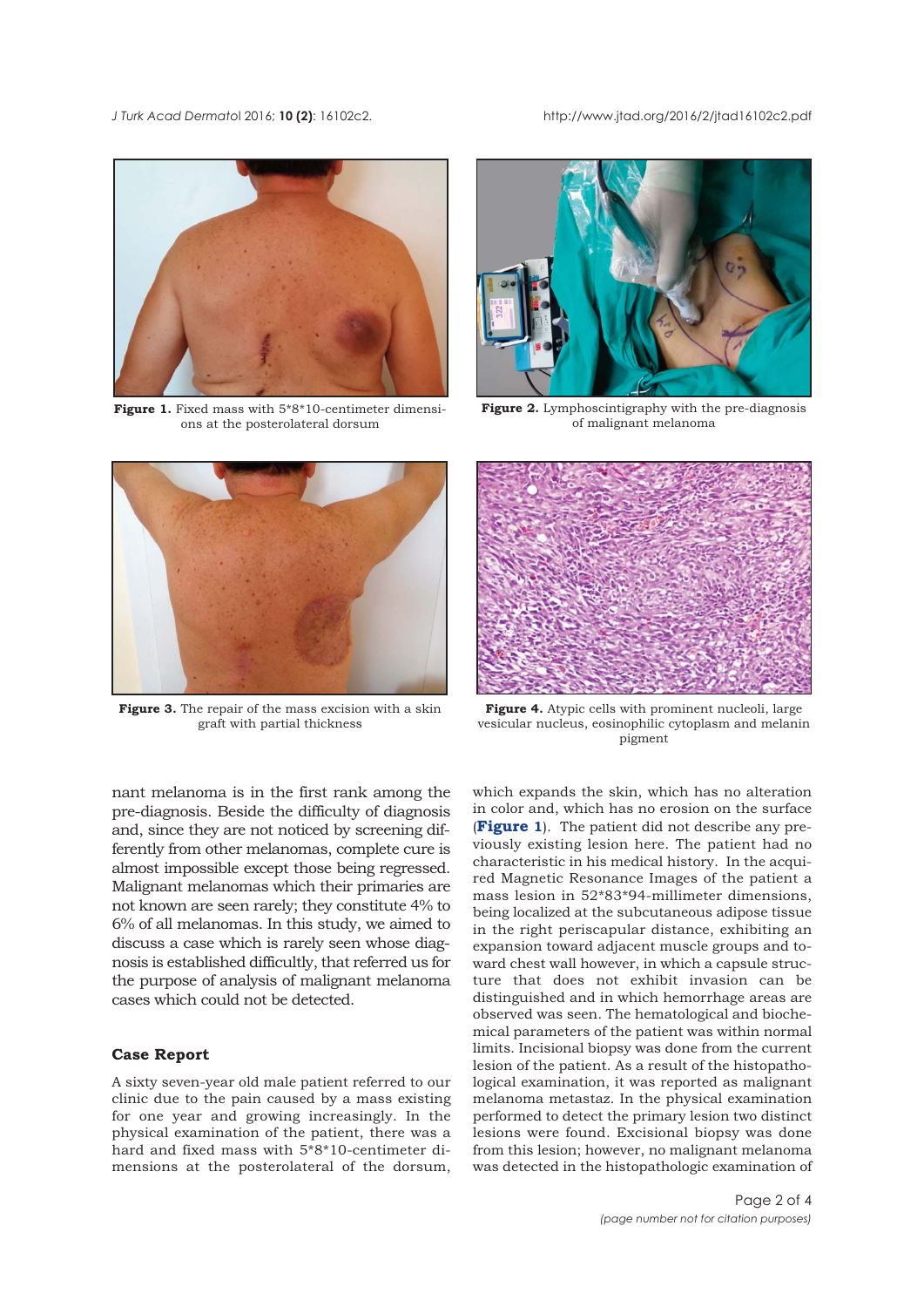**Figure 1.** Fixed mass with 5*8*10-centimeter dimensions at the posterolateral dorsum

**Figure 2.** Lymphoscintigraphy with the pre-diagnosis of malignant melanoma

**Figure 3.** The repair of the mass excision with a skin graft with partial thickness

**Figure 4.** Atypic cells with prominent nucleoli, large vesicular nucleus, eosinophilic cytoplasm and melanin pigment

nant melanoma is in the first rank among the pre-diagnosis. Beside the difficulty of diagnosis and, since they are not noticed by screening differently from other melanomas, complete cure is almost impossible except those being regressed. Malignant melanomas which their primaries are not known are seen rarely; they constitute 4% to 6% of all melanomas. In this study, we aimed to discuss a case which is rarely seen whose diagnosis is established difficultly, that referred us for the purpose of analysis of malignant melanoma cases which could not be detected.

## Case Report

A sixty seven-year old male patient referred to our clinic due to the pain caused by a mass existing for one year and growing increasingly. In the physical examination of the patient, there was a hard and fixed mass with 5*8*10-centimeter dimensions at the posterolateral of the dorsum, which expands the skin, which has no alteration in color and, which has no erosion on the surface (**Figure 1**). The patient did not describe any previously existing lesion here. The patient had no characteristic in his medical history. In the acquired Magnetic Resonance Images of the patient a mass lesion in 52*83*94-millimeter dimensions, being localized at the subcutaneous adipose tissue in the right periscapular distance, exhibiting an expansion toward adjacent muscle groups and toward chest wall however, in which a capsule structure that does not exhibit invasion can be distinguished and in which hemorrhage areas are observed was seen. The hematological and biochemical parameters of the patient was within normal limits. Incisional biopsy was done from the current lesion of the patient. As a result of the histopathological examination, it was reported as malignant melanoma metastaz. In the physical examination performed to detect the primary lesion two distinct lesions were found. Excisional biopsy was done from this lesion; however, no malignant melanoma was detected in the histopathologic examination of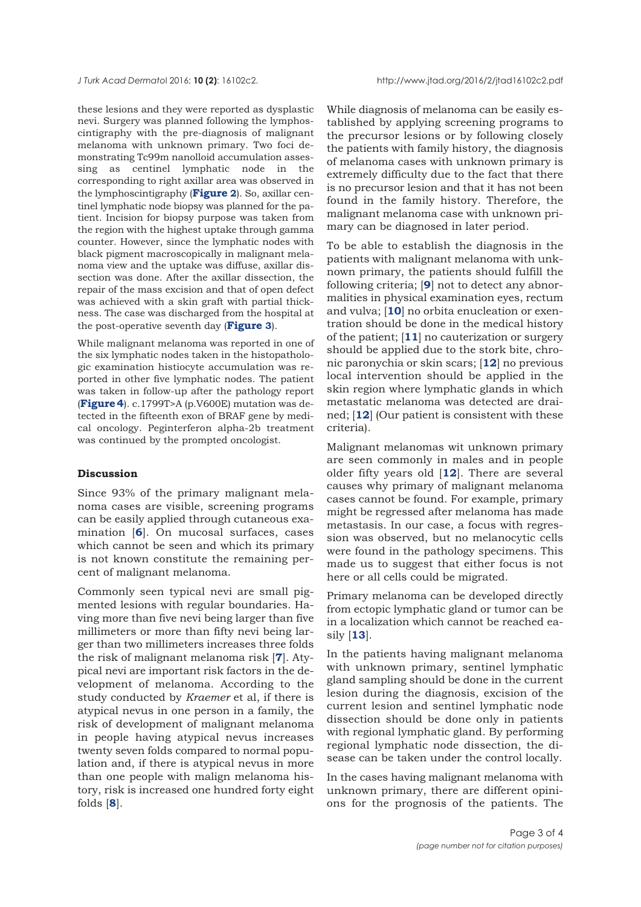these lesions and they were reported as dysplastic nevi. Surgery was planned following the lymphoscintigraphy with the pre-diagnosis of malignant melanoma with unknown primary. Two foci demonstrating Tc99m nanolloid accumulation assessing as centinel lymphatic node in the corresponding to right axillar area was observed in the lymphoscintigraphy (**Figure 2**). So, axillar centinel lymphatic node biopsy was planned for the patient. Incision for biopsy purpose was taken from the region with the highest uptake through gamma counter. However, since the lymphatic nodes with black pigment macroscopically in malignant melanoma view and the uptake was diffuse, axillar dissection was done. After the axillar dissection, the repair of the mass excision and that of open defect was achieved with a skin graft with partial thickness. The case was discharged from the hospital at the post-operative seventh day (**Figure 3**).

While malignant melanoma was reported in one of the six lymphatic nodes taken in the histopathologic examination histiocyte accumulation was reported in other five lymphatic nodes. The patient was taken in follow-up after the pathology report (**Figure 4**). c.1799T>A (p.V600E) mutation was detected in the fifteenth exon of BRAF gene by medical oncology. Peginterferon alpha-2b treatment was continued by the prompted oncologist.

## Discussion

Since 93% of the primary malignant melanoma cases are visible, screening programs can be easily applied through cutaneous examination [**6**]. On mucosal surfaces, cases which cannot be seen and which its primary is not known constitute the remaining percent of malignant melanoma.

Commonly seen typical nevi are small pigmented lesions with regular boundaries. Having more than five nevi being larger than five millimeters or more than fifty nevi being larger than two millimeters increases three folds the risk of malignant melanoma risk [**7**]. Atypical nevi are important risk factors in the development of melanoma. According to the study conducted by *Kraemer* et al, if there is atypical nevus in one person in a family, the risk of development of malignant melanoma in people having atypical nevus increases twenty seven folds compared to normal population and, if there is atypical nevus in more than one people with malign melanoma history, risk is increased one hundred forty eight folds [**8**].

While diagnosis of melanoma can be easily established by applying screening programs to the precursor lesions or by following closely the patients with family history, the diagnosis of melanoma cases with unknown primary is extremely difficulty due to the fact that there is no precursor lesion and that it has not been found in the family history. Therefore, the malignant melanoma case with unknown primary can be diagnosed in later period.

To be able to establish the diagnosis in the patients with malignant melanoma with unknown primary, the patients should fulfill the following criteria; [**9**] not to detect any abnormalities in physical examination eyes, rectum and vulva; [**10**] no orbita enucleation or exentration should be done in the medical history of the patient; [**11**] no cauterization or surgery should be applied due to the stork bite, chronic paronychia or skin scars; [**12**] no previous local intervention should be applied in the skin region where lymphatic glands in which metastatic melanoma was detected are drained; [**12**] (Our patient is consistent with these criteria).

Malignant melanomas wit unknown primary are seen commonly in males and in people older fifty years old [**12**]. There are several causes why primary of malignant melanoma cases cannot be found. For example, primary might be regressed after melanoma has made metastasis. In our case, a focus with regression was observed, but no melanocytic cells were found in the pathology specimens. This made us to suggest that either focus is not here or all cells could be migrated.

Primary melanoma can be developed directly from ectopic lymphatic gland or tumor can be in a localization which cannot be reached easily [**13**].

In the patients having malignant melanoma with unknown primary, sentinel lymphatic gland sampling should be done in the current lesion during the diagnosis, excision of the current lesion and sentinel lymphatic node dissection should be done only in patients with regional lymphatic gland. By performing regional lymphatic node dissection, the disease can be taken under the control locally.

In the cases having malignant melanoma with unknown primary, there are different opinions for the prognosis of the patients. The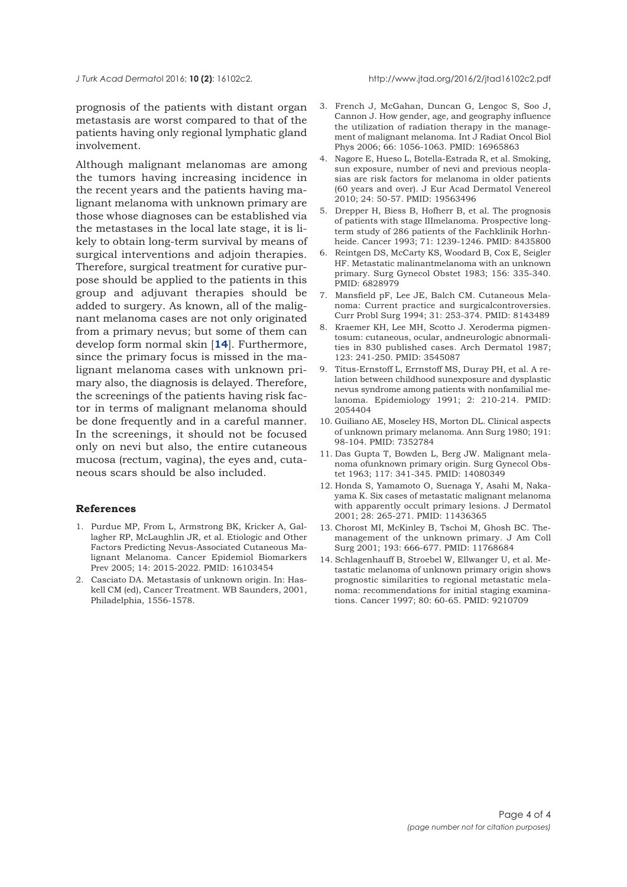prognosis of the patients with distant organ metastasis are worst compared to that of the patients having only regional lymphatic gland involvement.

Although malignant melanomas are among the tumors having increasing incidence in the recent years and the patients having malignant melanoma with unknown primary are those whose diagnoses can be established via the metastases in the local late stage, it is likely to obtain long-term survival by means of surgical interventions and adjoin therapies. Therefore, surgical treatment for curative purpose should be applied to the patients in this group and adjuvant therapies should be added to surgery. As known, all of the malignant melanoma cases are not only originated from a primary nevus; but some of them can develop form normal skin [**14**]. Furthermore, since the primary focus is missed in the malignant melanoma cases with unknown primary also, the diagnosis is delayed. Therefore, the screenings of the patients having risk factor in terms of malignant melanoma should be done frequently and in a careful manner. In the screenings, it should not be focused only on nevi but also, the entire cutaneous mucosa (rectum, vagina), the eyes and, cutaneous scars should be also included.

## References

1. Purdue MP, From L, Armstrong BK, Kricker A, Gallagher RP, McLaughlin JR, et al. Etiologic and Other Factors Predicting Nevus-Associated Cutaneous Malignant Melanoma. Cancer Epidemiol Biomarkers Prev 2005; 14: 2015-2022. PMID: 16103454
2. Casciato DA. Metastasis of unknown origin. In: Haskell CM (ed), Cancer Treatment. WB Saunders, 2001, Philadelphia, 1556-1578.
3. French J, McGahan, Duncan G, Lengoc S, Soo J, Cannon J. How gender, age, and geography influence the utilization of radiation therapy in the management of malignant melanoma. Int J Radiat Oncol Biol Phys 2006; 66: 1056-1063. PMID: 16965863
4. Nagore E, Hueso L, Botella-Estrada R, et al. Smoking, sun exposure, number of nevi and previous neoplasias are risk factors for melanoma in older patients (60 years and over). J Eur Acad Dermatol Venereol 2010; 24: 50-57. PMID: 19563496
5. Drepper H, Biess B, Hofherr B, et al. The prognosis of patients with stage IIImelanoma. Prospective long-term study of 286 patients of the Fachklinik Horhnheide. Cancer 1993; 71: 1239-1246. PMID: 8435800
6. Reintgen DS, McCarty KS, Woodard B, Cox E, Seigler HF. Metastatic malinantmelanoma with an unknown primary. Surg Gynecol Obstet 1983; 156: 335-340. PMID: 6828979
7. Mansfield pF, Lee JE, Balch CM. Cutaneous Melanoma: Current practice and surgicalcontroversies. Curr Probl Surg 1994; 31: 253-374. PMID: 8143489
8. Kraemer KH, Lee MH, Scotto J. Xeroderma pigmentosum: cutaneous, ocular, andneurologic abnormalities in 830 published cases. Arch Dermatol 1987; 123: 241-250. PMID: 3545087
9. Titus-Ernstoff L, Errnstoff MS, Duray PH, et al. A relation between childhood sunexposure and dysplastic nevus syndrome among patients with nonfamilial melanoma. Epidemiology 1991; 2: 210-214. PMID: 2054404
10. Guiliano AE, Moseley HS, Morton DL. Clinical aspects of unknown primary melanoma. Ann Surg 1980; 191: 98-104. PMID: 7352784
11. Das Gupta T, Bowden L, Berg JW. Malignant melanoma ofunknown primary origin. Surg Gynecol Obstet 1963; 117: 341-345. PMID: 14080349
12. Honda S, Yamamoto O, Suenaga Y, Asahi M, Nakayama K. Six cases of metastatic malignant melanoma with apparently occult primary lesions. J Dermatol 2001; 28: 265-271. PMID: 11436365
13. Chorost MI, McKinley B, Tschoi M, Ghosh BC. Themanagement of the unknown primary. J Am Coll Surg 2001; 193: 666-677. PMID: 11768684
14. Schlagenhauff B, Stroebel W, Ellwanger U, et al. Metastatic melanoma of unknown primary origin shows prognostic similarities to regional metastatic melanoma: recommendations for initial staging examinations. Cancer 1997; 80: 60-65. PMID: 9210709